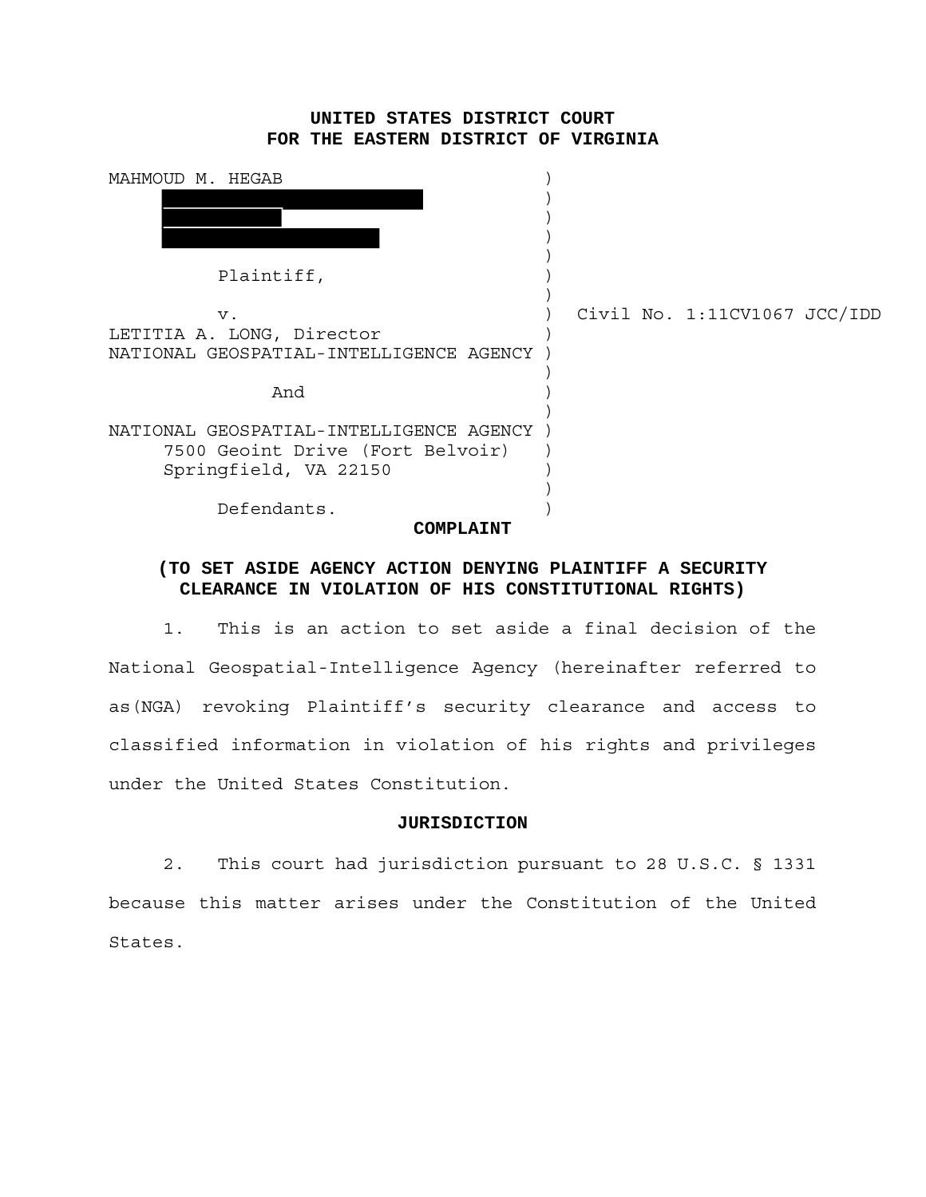# UNITED STATES DISTRICT COURT
# FOR THE EASTERN DISTRICT OF VIRGINIA

MAHMOUD M. HEGAB
[REDACTED]
[REDACTED]
[REDACTED]

Plaintiff,

v.

LETITIA A. LONG, Director
NATIONAL GEOSPATIAL-INTELLIGENCE AGENCY

And

NATIONAL GEOSPATIAL-INTELLIGENCE AGENCY
7500 Geoint Drive (Fort Belvoir)
Springfield, VA 22150

Defendants.

Civil No. 1:11CV1067 JCC/IDD

## COMPLAINT

## (TO SET ASIDE AGENCY ACTION DENYING PLAINTIFF A SECURITY CLEARANCE IN VIOLATION OF HIS CONSTITUTIONAL RIGHTS)

1. This is an action to set aside a final decision of the National Geospatial-Intelligence Agency (hereinafter referred to as(NGA) revoking Plaintiff's security clearance and access to classified information in violation of his rights and privileges under the United States Constitution.

## JURISDICTION

2. This court had jurisdiction pursuant to 28 U.S.C. § 1331 because this matter arises under the Constitution of the United States.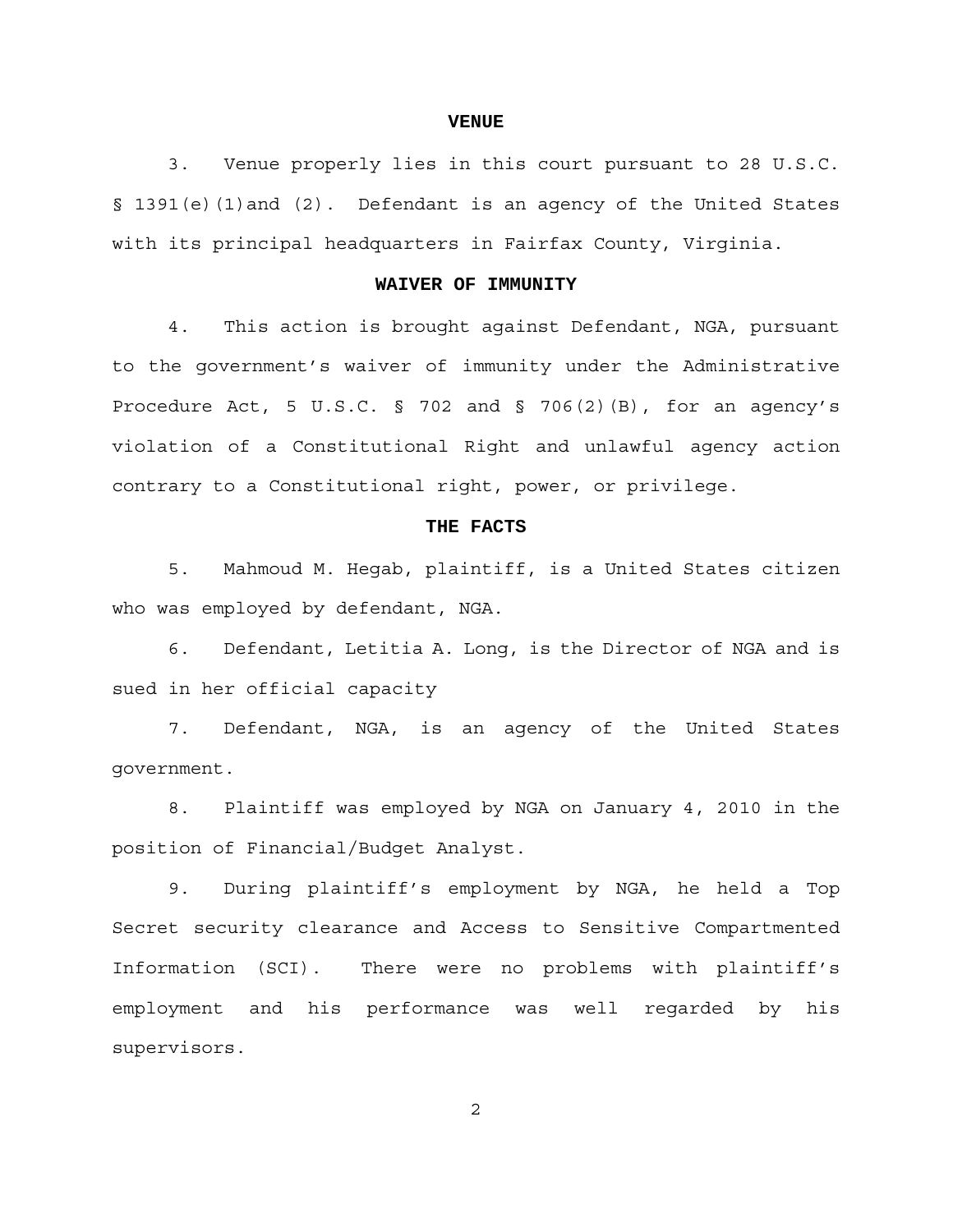## VENUE

3. Venue properly lies in this court pursuant to 28 U.S.C. § 1391(e)(1)and (2). Defendant is an agency of the United States with its principal headquarters in Fairfax County, Virginia.

## WAIVER OF IMMUNITY

4. This action is brought against Defendant, NGA, pursuant to the government's waiver of immunity under the Administrative Procedure Act, 5 U.S.C. § 702 and § 706(2)(B), for an agency's violation of a Constitutional Right and unlawful agency action contrary to a Constitutional right, power, or privilege.

## THE FACTS

5. Mahmoud M. Hegab, plaintiff, is a United States citizen who was employed by defendant, NGA.

6. Defendant, Letitia A. Long, is the Director of NGA and is sued in her official capacity

7. Defendant, NGA, is an agency of the United States government.

8. Plaintiff was employed by NGA on January 4, 2010 in the position of Financial/Budget Analyst.

9. During plaintiff's employment by NGA, he held a Top Secret security clearance and Access to Sensitive Compartmented Information (SCI). There were no problems with plaintiff's employment and his performance was well regarded by his supervisors.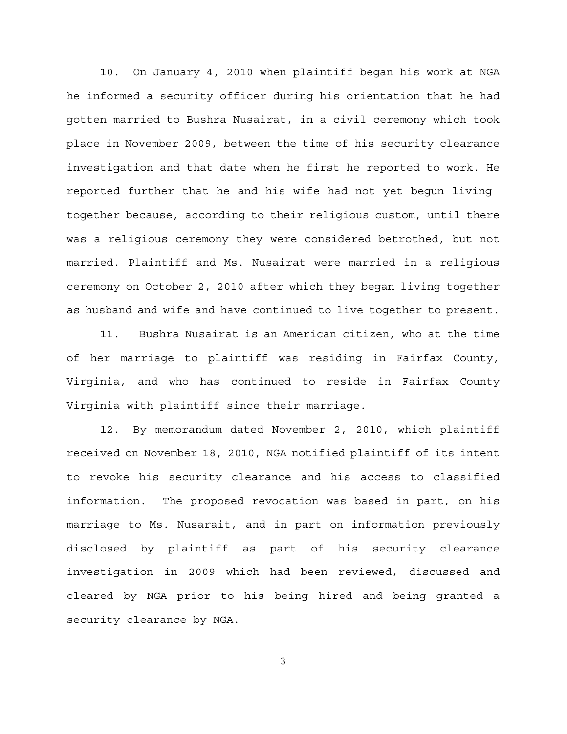10. On January 4, 2010 when plaintiff began his work at NGA he informed a security officer during his orientation that he had gotten married to Bushra Nusairat, in a civil ceremony which took place in November 2009, between the time of his security clearance investigation and that date when he first he reported to work. He reported further that he and his wife had not yet begun living together because, according to their religious custom, until there was a religious ceremony they were considered betrothed, but not married. Plaintiff and Ms. Nusairat were married in a religious ceremony on October 2, 2010 after which they began living together as husband and wife and have continued to live together to present.

11. Bushra Nusairat is an American citizen, who at the time of her marriage to plaintiff was residing in Fairfax County, Virginia, and who has continued to reside in Fairfax County Virginia with plaintiff since their marriage.

12. By memorandum dated November 2, 2010, which plaintiff received on November 18, 2010, NGA notified plaintiff of its intent to revoke his security clearance and his access to classified information. The proposed revocation was based in part, on his marriage to Ms. Nusarait, and in part on information previously disclosed by plaintiff as part of his security clearance investigation in 2009 which had been reviewed, discussed and cleared by NGA prior to his being hired and being granted a security clearance by NGA.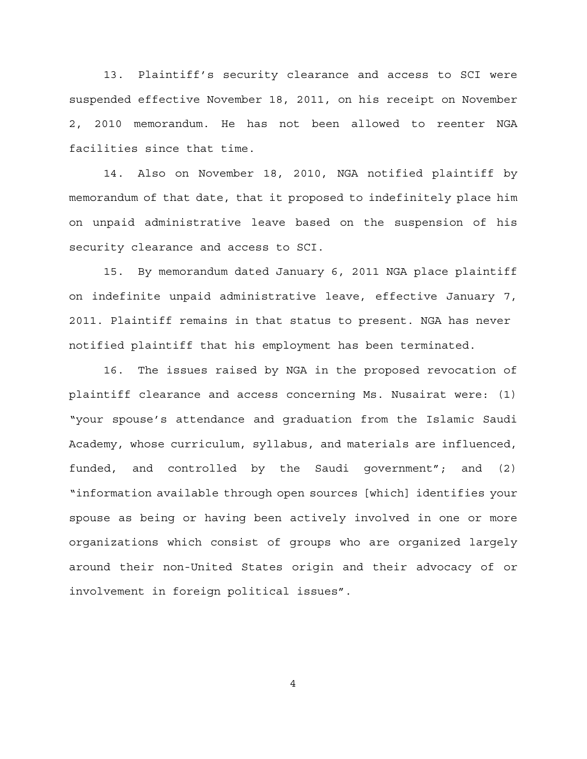13. Plaintiff's security clearance and access to SCI were suspended effective November 18, 2011, on his receipt on November 2, 2010 memorandum. He has not been allowed to reenter NGA facilities since that time.

14. Also on November 18, 2010, NGA notified plaintiff by memorandum of that date, that it proposed to indefinitely place him on unpaid administrative leave based on the suspension of his security clearance and access to SCI.

15. By memorandum dated January 6, 2011 NGA place plaintiff on indefinite unpaid administrative leave, effective January 7, 2011. Plaintiff remains in that status to present. NGA has never notified plaintiff that his employment has been terminated.

16. The issues raised by NGA in the proposed revocation of plaintiff clearance and access concerning Ms. Nusairat were: (1) "your spouse's attendance and graduation from the Islamic Saudi Academy, whose curriculum, syllabus, and materials are influenced, funded, and controlled by the Saudi government"; and (2) "information available through open sources [which] identifies your spouse as being or having been actively involved in one or more organizations which consist of groups who are organized largely around their non-United States origin and their advocacy of or involvement in foreign political issues".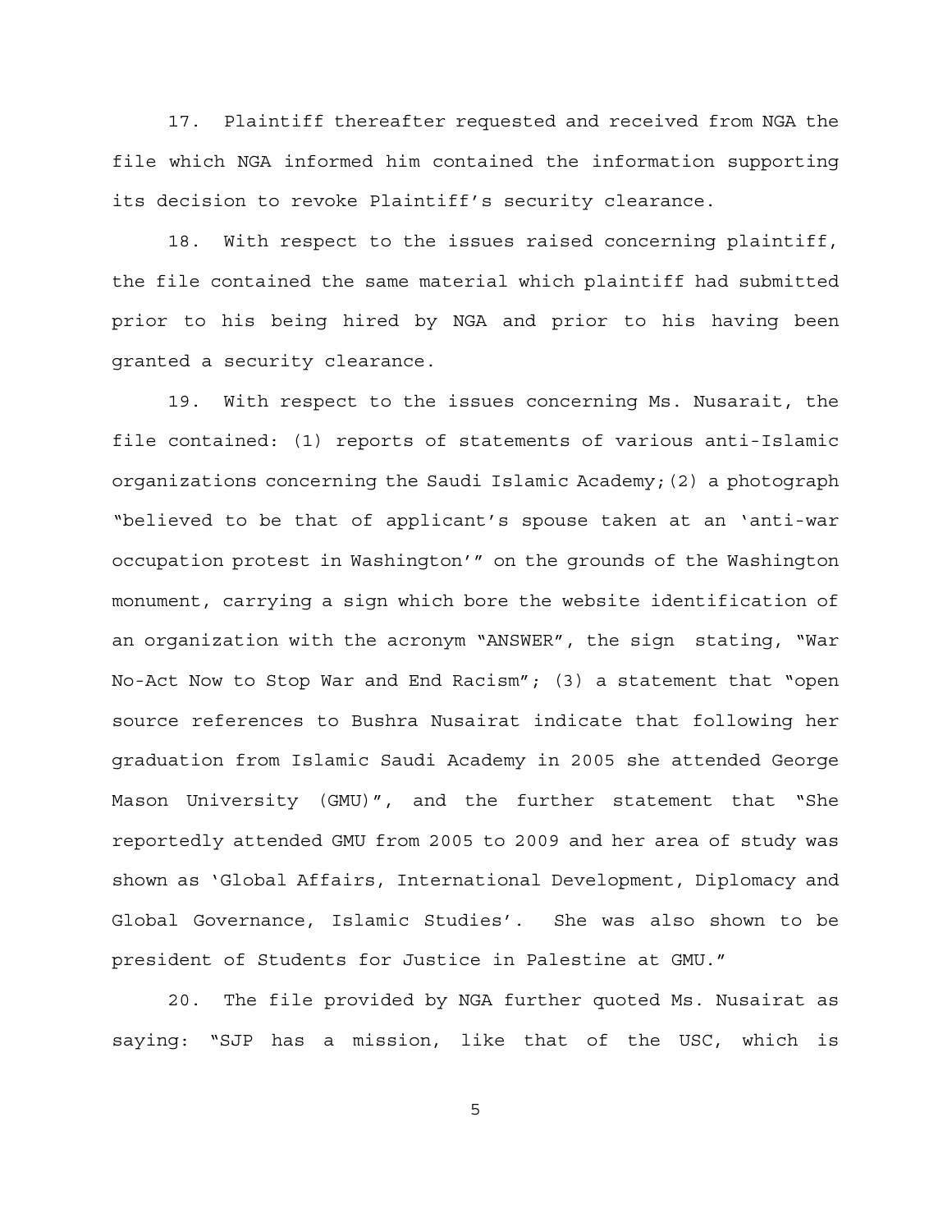17. Plaintiff thereafter requested and received from NGA the file which NGA informed him contained the information supporting its decision to revoke Plaintiff's security clearance.

18. With respect to the issues raised concerning plaintiff, the file contained the same material which plaintiff had submitted prior to his being hired by NGA and prior to his having been granted a security clearance.

19. With respect to the issues concerning Ms. Nusarait, the file contained: (1) reports of statements of various anti-Islamic organizations concerning the Saudi Islamic Academy;(2) a photograph "believed to be that of applicant's spouse taken at an 'anti-war occupation protest in Washington'" on the grounds of the Washington monument, carrying a sign which bore the website identification of an organization with the acronym "ANSWER", the sign stating, "War No-Act Now to Stop War and End Racism"; (3) a statement that "open source references to Bushra Nusairat indicate that following her graduation from Islamic Saudi Academy in 2005 she attended George Mason University (GMU)", and the further statement that "She reportedly attended GMU from 2005 to 2009 and her area of study was shown as 'Global Affairs, International Development, Diplomacy and Global Governance, Islamic Studies'. She was also shown to be president of Students for Justice in Palestine at GMU."

20. The file provided by NGA further quoted Ms. Nusairat as saying: "SJP has a mission, like that of the USC, which is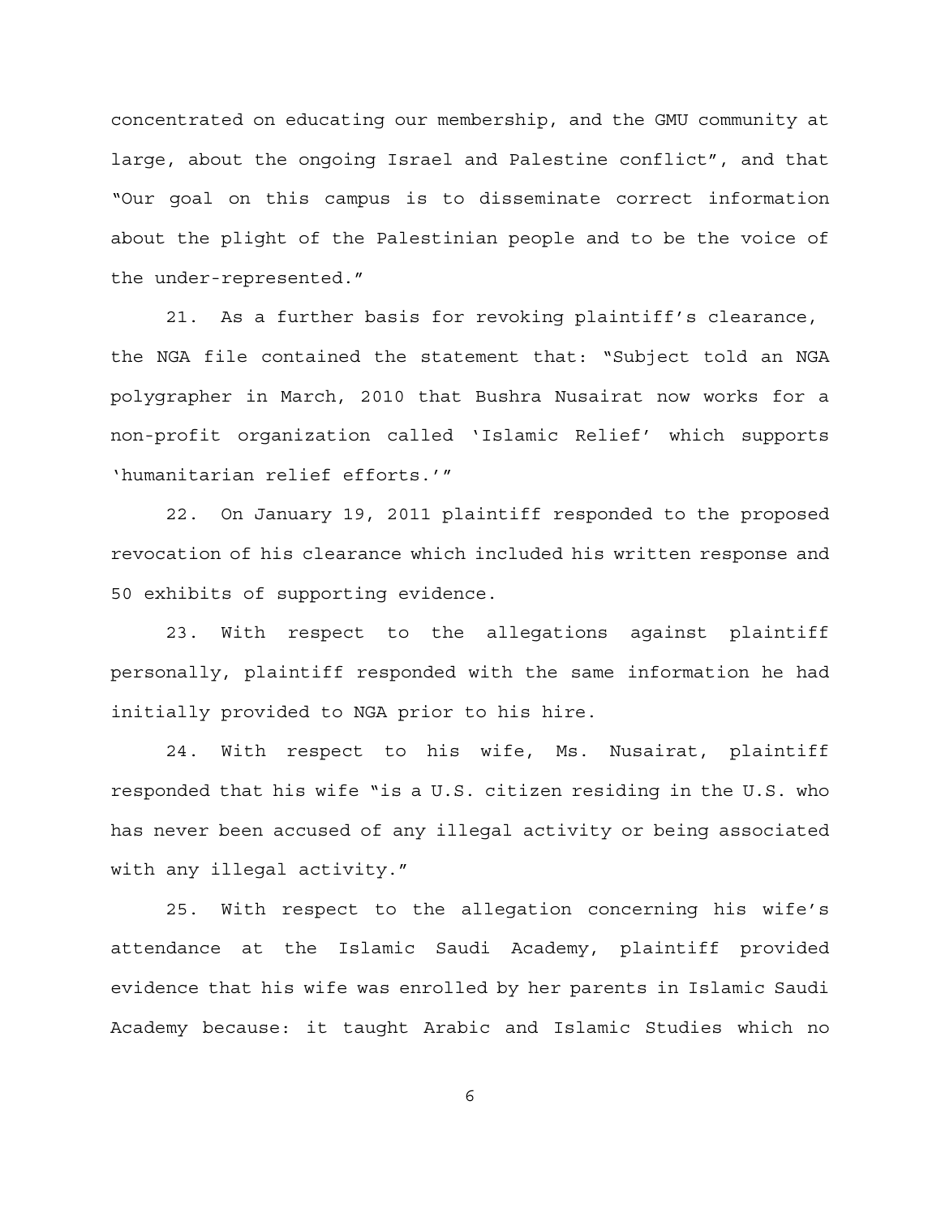concentrated on educating our membership, and the GMU community at large, about the ongoing Israel and Palestine conflict", and that "Our goal on this campus is to disseminate correct information about the plight of the Palestinian people and to be the voice of the under-represented."

21. As a further basis for revoking plaintiff's clearance, the NGA file contained the statement that: "Subject told an NGA polygrapher in March, 2010 that Bushra Nusairat now works for a non-profit organization called 'Islamic Relief' which supports 'humanitarian relief efforts.'"

22. On January 19, 2011 plaintiff responded to the proposed revocation of his clearance which included his written response and 50 exhibits of supporting evidence.

23. With respect to the allegations against plaintiff personally, plaintiff responded with the same information he had initially provided to NGA prior to his hire.

24. With respect to his wife, Ms. Nusairat, plaintiff responded that his wife "is a U.S. citizen residing in the U.S. who has never been accused of any illegal activity or being associated with any illegal activity."

25. With respect to the allegation concerning his wife's attendance at the Islamic Saudi Academy, plaintiff provided evidence that his wife was enrolled by her parents in Islamic Saudi Academy because: it taught Arabic and Islamic Studies which no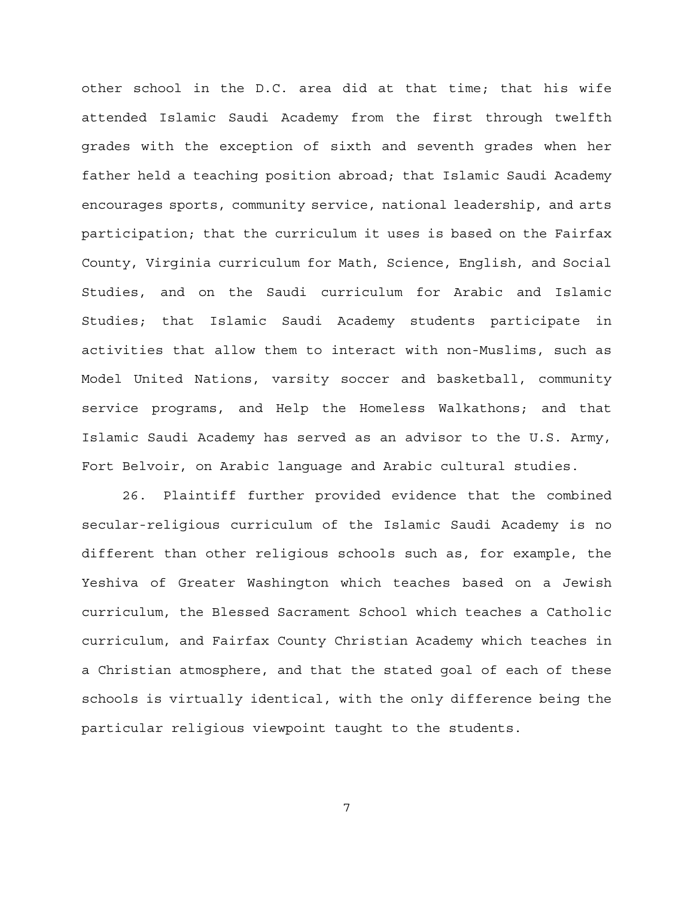other school in the D.C. area did at that time; that his wife attended Islamic Saudi Academy from the first through twelfth grades with the exception of sixth and seventh grades when her father held a teaching position abroad; that Islamic Saudi Academy encourages sports, community service, national leadership, and arts participation; that the curriculum it uses is based on the Fairfax County, Virginia curriculum for Math, Science, English, and Social Studies, and on the Saudi curriculum for Arabic and Islamic Studies; that Islamic Saudi Academy students participate in activities that allow them to interact with non-Muslims, such as Model United Nations, varsity soccer and basketball, community service programs, and Help the Homeless Walkathons; and that Islamic Saudi Academy has served as an advisor to the U.S. Army, Fort Belvoir, on Arabic language and Arabic cultural studies.

26. Plaintiff further provided evidence that the combined secular-religious curriculum of the Islamic Saudi Academy is no different than other religious schools such as, for example, the Yeshiva of Greater Washington which teaches based on a Jewish curriculum, the Blessed Sacrament School which teaches a Catholic curriculum, and Fairfax County Christian Academy which teaches in a Christian atmosphere, and that the stated goal of each of these schools is virtually identical, with the only difference being the particular religious viewpoint taught to the students.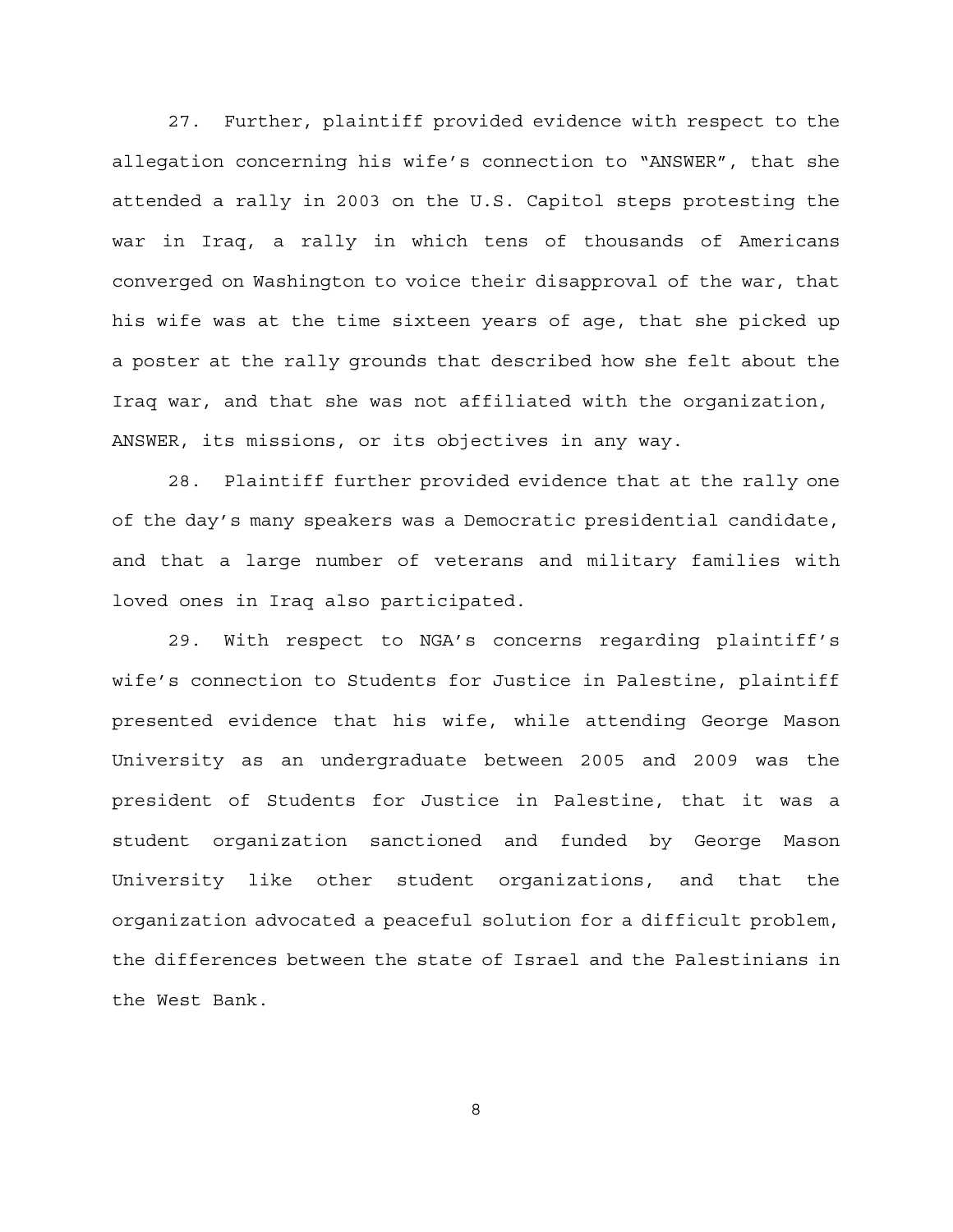27. Further, plaintiff provided evidence with respect to the allegation concerning his wife's connection to "ANSWER", that she attended a rally in 2003 on the U.S. Capitol steps protesting the war in Iraq, a rally in which tens of thousands of Americans converged on Washington to voice their disapproval of the war, that his wife was at the time sixteen years of age, that she picked up a poster at the rally grounds that described how she felt about the Iraq war, and that she was not affiliated with the organization, ANSWER, its missions, or its objectives in any way.

28. Plaintiff further provided evidence that at the rally one of the day's many speakers was a Democratic presidential candidate, and that a large number of veterans and military families with loved ones in Iraq also participated.

29. With respect to NGA's concerns regarding plaintiff's wife's connection to Students for Justice in Palestine, plaintiff presented evidence that his wife, while attending George Mason University as an undergraduate between 2005 and 2009 was the president of Students for Justice in Palestine, that it was a student organization sanctioned and funded by George Mason University like other student organizations, and that the organization advocated a peaceful solution for a difficult problem, the differences between the state of Israel and the Palestinians in the West Bank.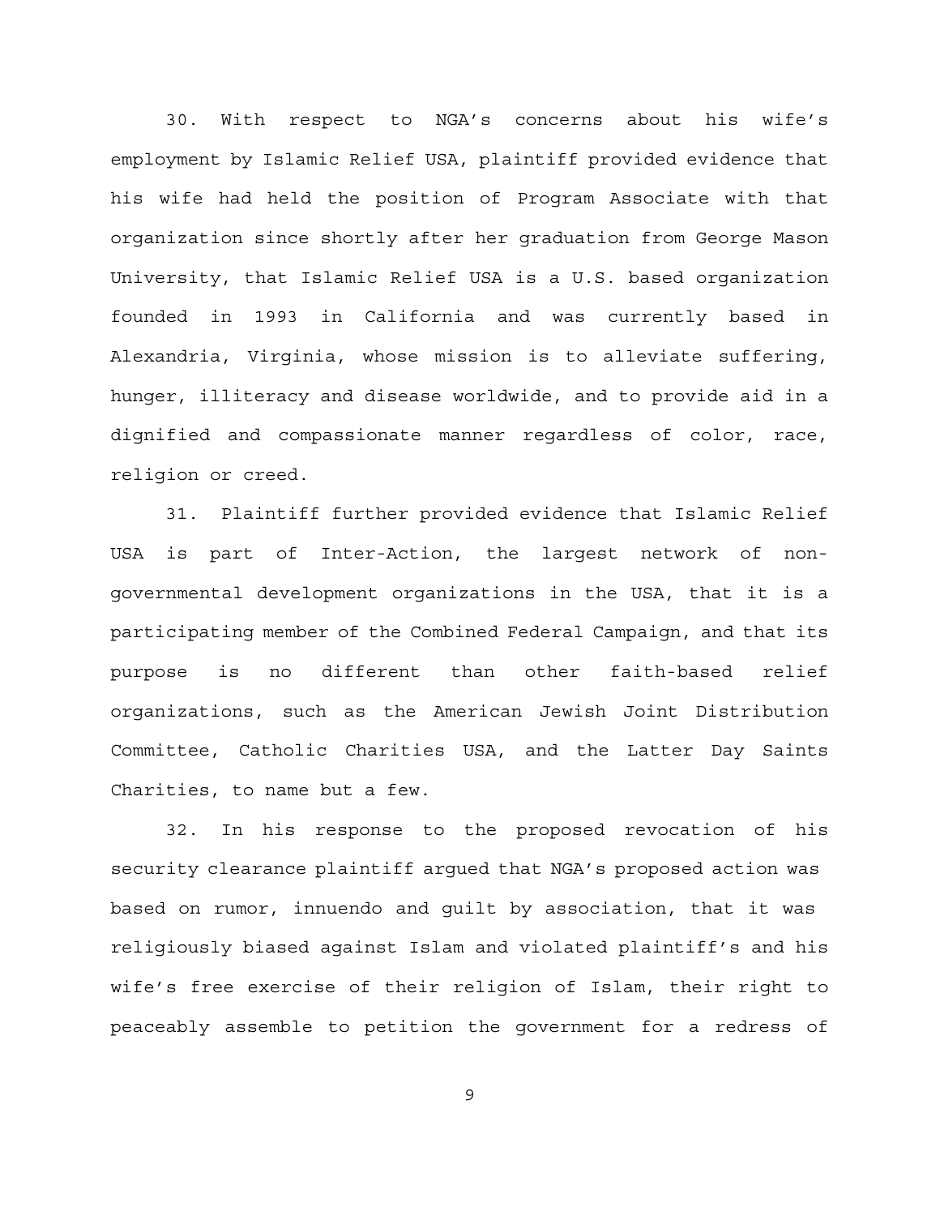30. With respect to NGA's concerns about his wife's employment by Islamic Relief USA, plaintiff provided evidence that his wife had held the position of Program Associate with that organization since shortly after her graduation from George Mason University, that Islamic Relief USA is a U.S. based organization founded in 1993 in California and was currently based in Alexandria, Virginia, whose mission is to alleviate suffering, hunger, illiteracy and disease worldwide, and to provide aid in a dignified and compassionate manner regardless of color, race, religion or creed.

31. Plaintiff further provided evidence that Islamic Relief USA is part of Inter-Action, the largest network of non-governmental development organizations in the USA, that it is a participating member of the Combined Federal Campaign, and that its purpose is no different than other faith-based relief organizations, such as the American Jewish Joint Distribution Committee, Catholic Charities USA, and the Latter Day Saints Charities, to name but a few.

32. In his response to the proposed revocation of his security clearance plaintiff argued that NGA's proposed action was based on rumor, innuendo and guilt by association, that it was religiously biased against Islam and violated plaintiff's and his wife's free exercise of their religion of Islam, their right to peaceably assemble to petition the government for a redress of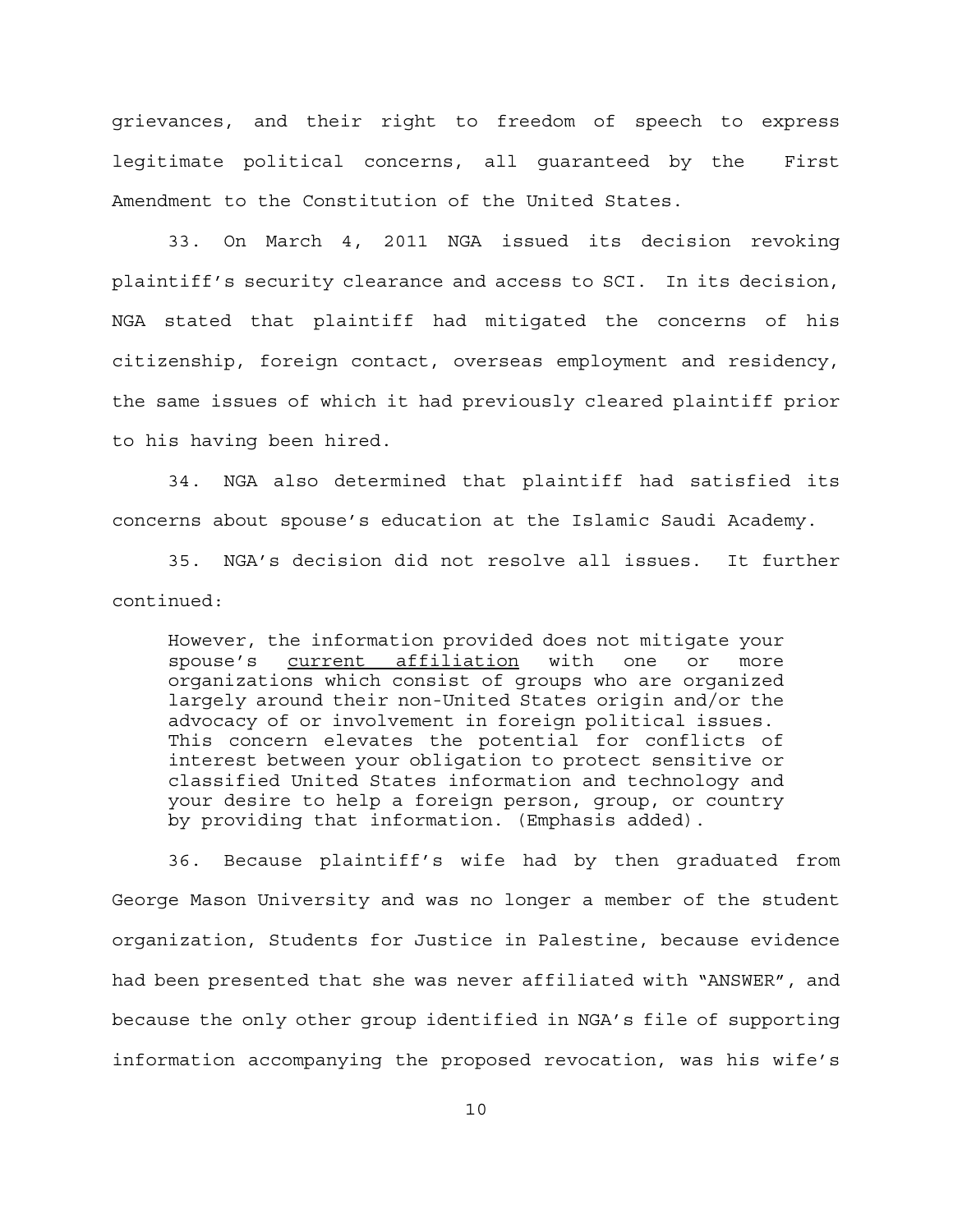grievances, and their right to freedom of speech to express legitimate political concerns, all guaranteed by the First Amendment to the Constitution of the United States.

33. On March 4, 2011 NGA issued its decision revoking plaintiff's security clearance and access to SCI. In its decision, NGA stated that plaintiff had mitigated the concerns of his citizenship, foreign contact, overseas employment and residency, the same issues of which it had previously cleared plaintiff prior to his having been hired.

34. NGA also determined that plaintiff had satisfied its concerns about spouse's education at the Islamic Saudi Academy.

35. NGA's decision did not resolve all issues. It further continued:

> However, the information provided does not mitigate your spouse's <u>current affiliation</u> with one or more organizations which consist of groups who are organized largely around their non-United States origin and/or the advocacy of or involvement in foreign political issues. This concern elevates the potential for conflicts of interest between your obligation to protect sensitive or classified United States information and technology and your desire to help a foreign person, group, or country by providing that information. (Emphasis added).

36. Because plaintiff's wife had by then graduated from George Mason University and was no longer a member of the student organization, Students for Justice in Palestine, because evidence had been presented that she was never affiliated with "ANSWER", and because the only other group identified in NGA's file of supporting information accompanying the proposed revocation, was his wife's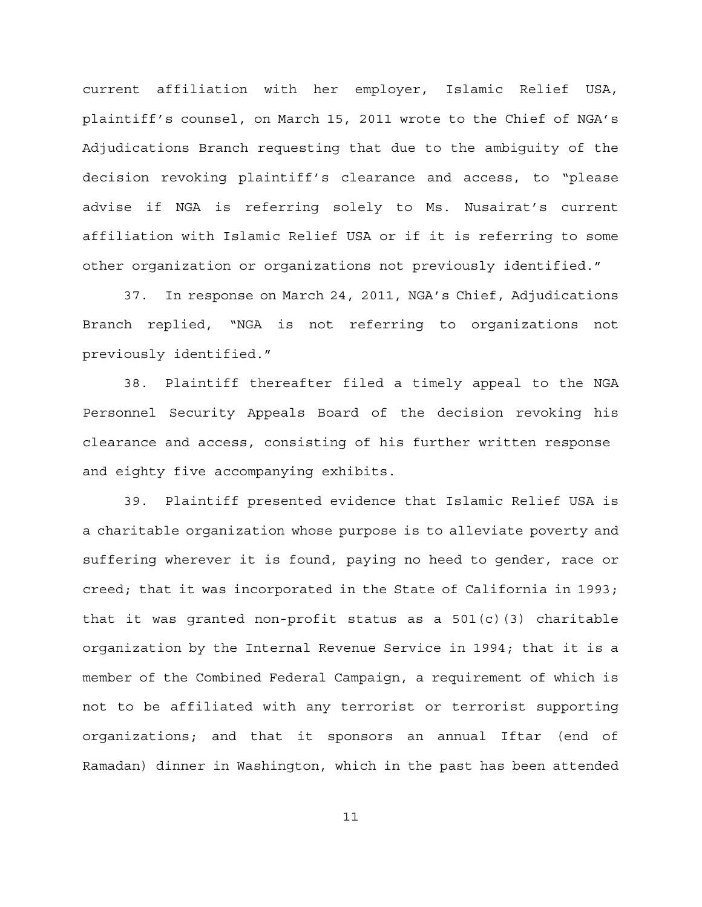current affiliation with her employer, Islamic Relief USA, plaintiff's counsel, on March 15, 2011 wrote to the Chief of NGA's Adjudications Branch requesting that due to the ambiguity of the decision revoking plaintiff's clearance and access, to "please advise if NGA is referring solely to Ms. Nusairat's current affiliation with Islamic Relief USA or if it is referring to some other organization or organizations not previously identified."

37. In response on March 24, 2011, NGA's Chief, Adjudications Branch replied, "NGA is not referring to organizations not previously identified."

38. Plaintiff thereafter filed a timely appeal to the NGA Personnel Security Appeals Board of the decision revoking his clearance and access, consisting of his further written response and eighty five accompanying exhibits.

39. Plaintiff presented evidence that Islamic Relief USA is a charitable organization whose purpose is to alleviate poverty and suffering wherever it is found, paying no heed to gender, race or creed; that it was incorporated in the State of California in 1993; that it was granted non-profit status as a 501(c)(3) charitable organization by the Internal Revenue Service in 1994; that it is a member of the Combined Federal Campaign, a requirement of which is not to be affiliated with any terrorist or terrorist supporting organizations; and that it sponsors an annual Iftar (end of Ramadan) dinner in Washington, which in the past has been attended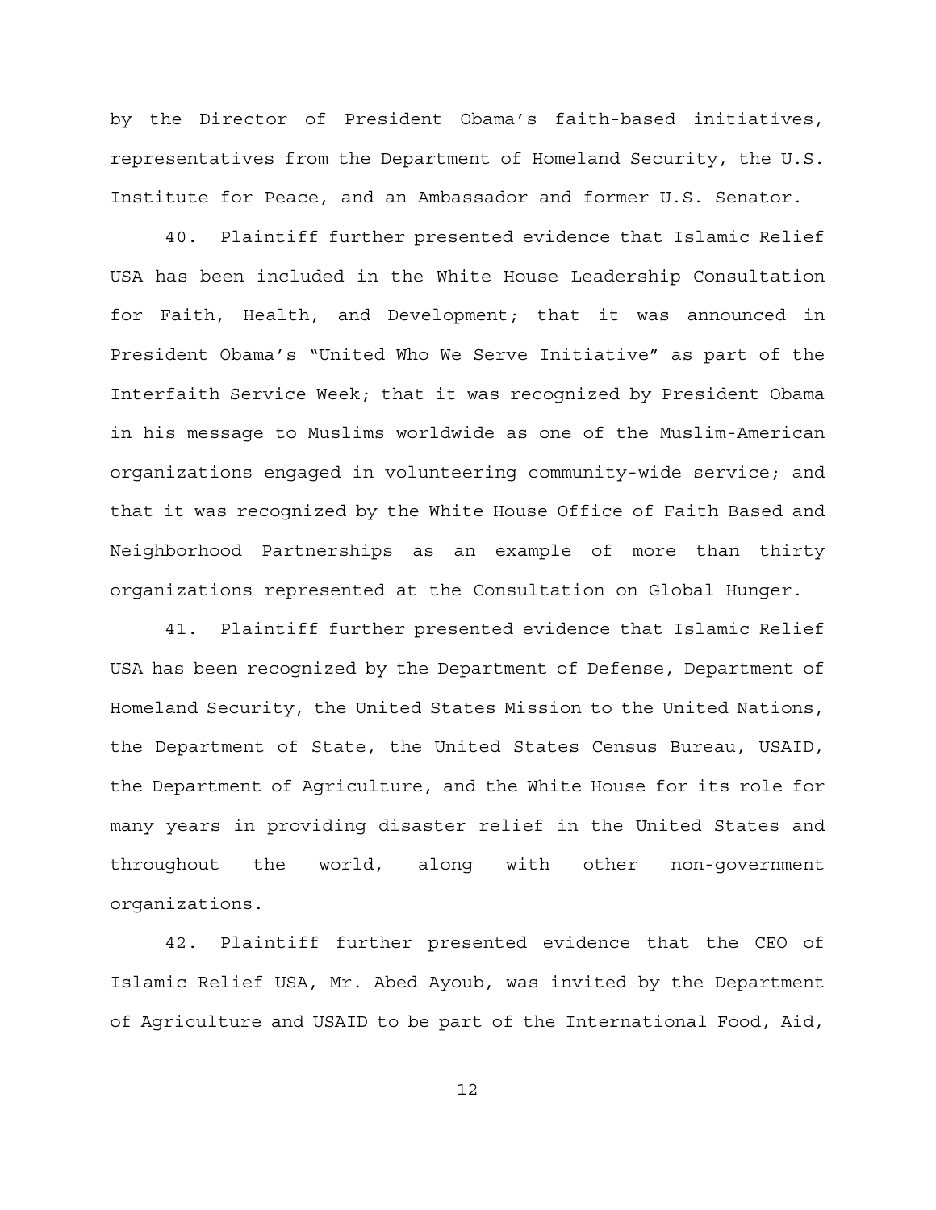by the Director of President Obama's faith-based initiatives, representatives from the Department of Homeland Security, the U.S. Institute for Peace, and an Ambassador and former U.S. Senator.

40. Plaintiff further presented evidence that Islamic Relief USA has been included in the White House Leadership Consultation for Faith, Health, and Development; that it was announced in President Obama's "United Who We Serve Initiative" as part of the Interfaith Service Week; that it was recognized by President Obama in his message to Muslims worldwide as one of the Muslim-American organizations engaged in volunteering community-wide service; and that it was recognized by the White House Office of Faith Based and Neighborhood Partnerships as an example of more than thirty organizations represented at the Consultation on Global Hunger.

41. Plaintiff further presented evidence that Islamic Relief USA has been recognized by the Department of Defense, Department of Homeland Security, the United States Mission to the United Nations, the Department of State, the United States Census Bureau, USAID, the Department of Agriculture, and the White House for its role for many years in providing disaster relief in the United States and throughout the world, along with other non-government organizations.

42. Plaintiff further presented evidence that the CEO of Islamic Relief USA, Mr. Abed Ayoub, was invited by the Department of Agriculture and USAID to be part of the International Food, Aid,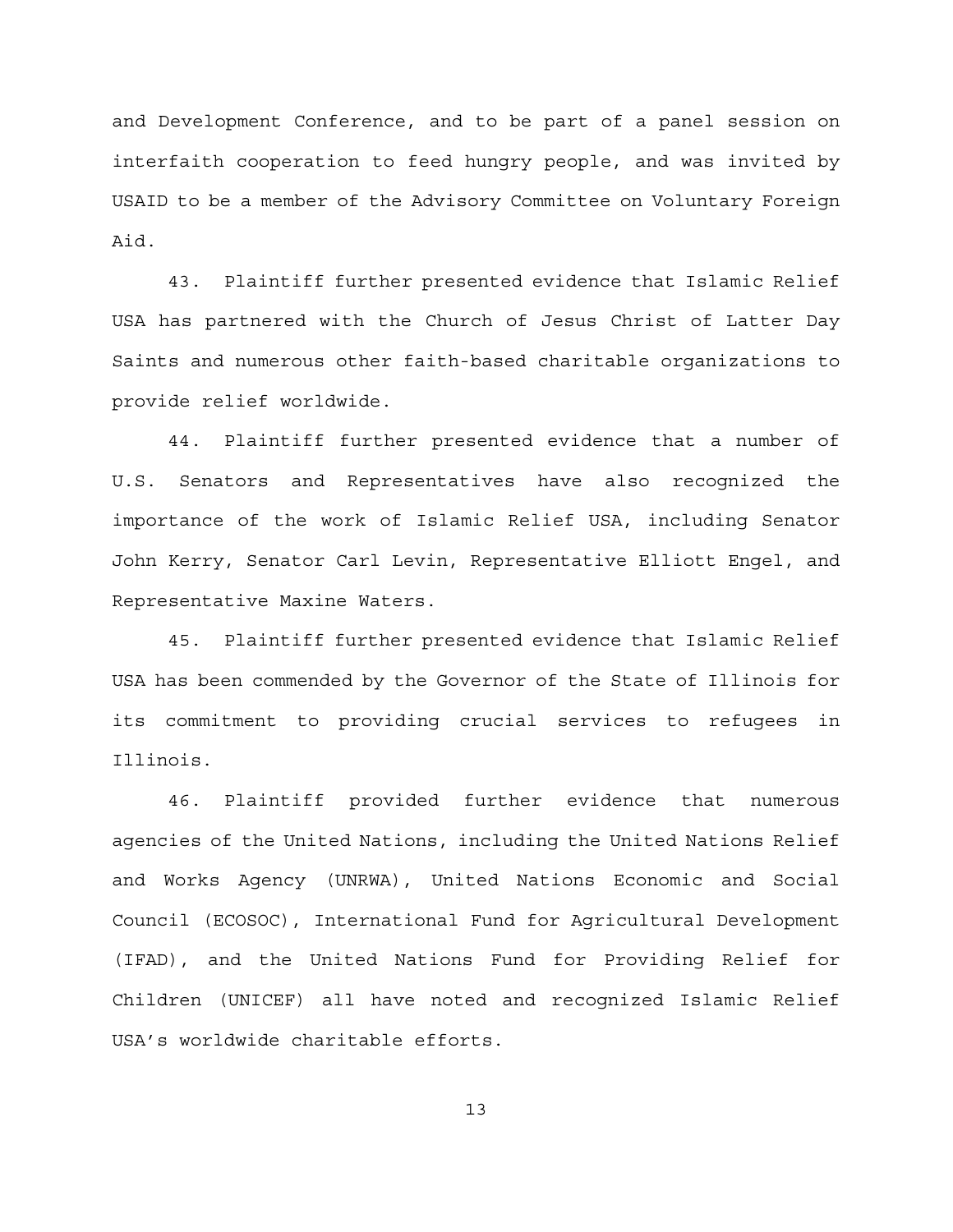and Development Conference, and to be part of a panel session on interfaith cooperation to feed hungry people, and was invited by USAID to be a member of the Advisory Committee on Voluntary Foreign Aid.

43. Plaintiff further presented evidence that Islamic Relief USA has partnered with the Church of Jesus Christ of Latter Day Saints and numerous other faith-based charitable organizations to provide relief worldwide.

44. Plaintiff further presented evidence that a number of U.S. Senators and Representatives have also recognized the importance of the work of Islamic Relief USA, including Senator John Kerry, Senator Carl Levin, Representative Elliott Engel, and Representative Maxine Waters.

45. Plaintiff further presented evidence that Islamic Relief USA has been commended by the Governor of the State of Illinois for its commitment to providing crucial services to refugees in Illinois.

46. Plaintiff provided further evidence that numerous agencies of the United Nations, including the United Nations Relief and Works Agency (UNRWA), United Nations Economic and Social Council (ECOSOC), International Fund for Agricultural Development (IFAD), and the United Nations Fund for Providing Relief for Children (UNICEF) all have noted and recognized Islamic Relief USA's worldwide charitable efforts.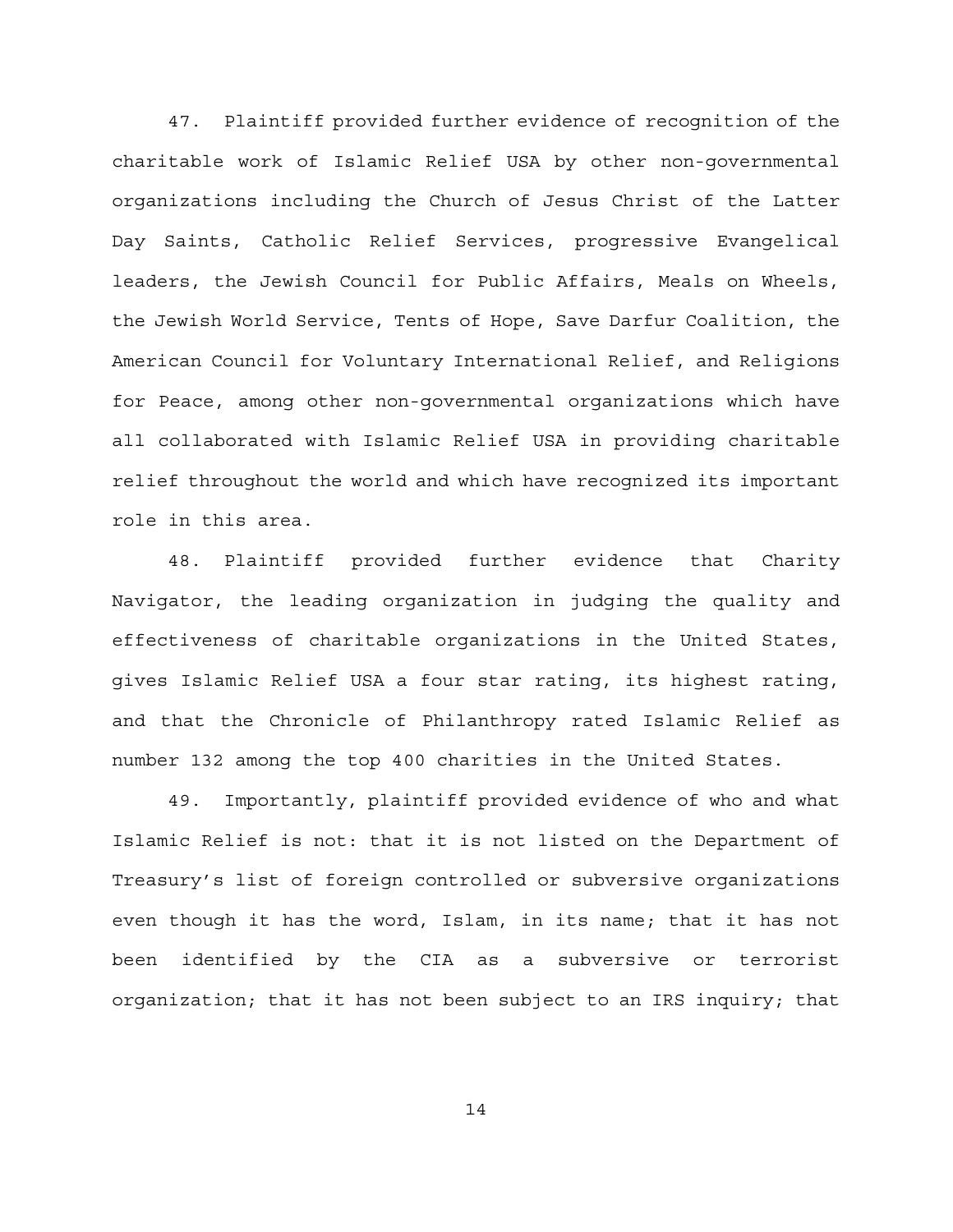47. Plaintiff provided further evidence of recognition of the charitable work of Islamic Relief USA by other non-governmental organizations including the Church of Jesus Christ of the Latter Day Saints, Catholic Relief Services, progressive Evangelical leaders, the Jewish Council for Public Affairs, Meals on Wheels, the Jewish World Service, Tents of Hope, Save Darfur Coalition, the American Council for Voluntary International Relief, and Religions for Peace, among other non-governmental organizations which have all collaborated with Islamic Relief USA in providing charitable relief throughout the world and which have recognized its important role in this area.

48. Plaintiff provided further evidence that Charity Navigator, the leading organization in judging the quality and effectiveness of charitable organizations in the United States, gives Islamic Relief USA a four star rating, its highest rating, and that the Chronicle of Philanthropy rated Islamic Relief as number 132 among the top 400 charities in the United States.

49. Importantly, plaintiff provided evidence of who and what Islamic Relief is not: that it is not listed on the Department of Treasury's list of foreign controlled or subversive organizations even though it has the word, Islam, in its name; that it has not been identified by the CIA as a subversive or terrorist organization; that it has not been subject to an IRS inquiry; that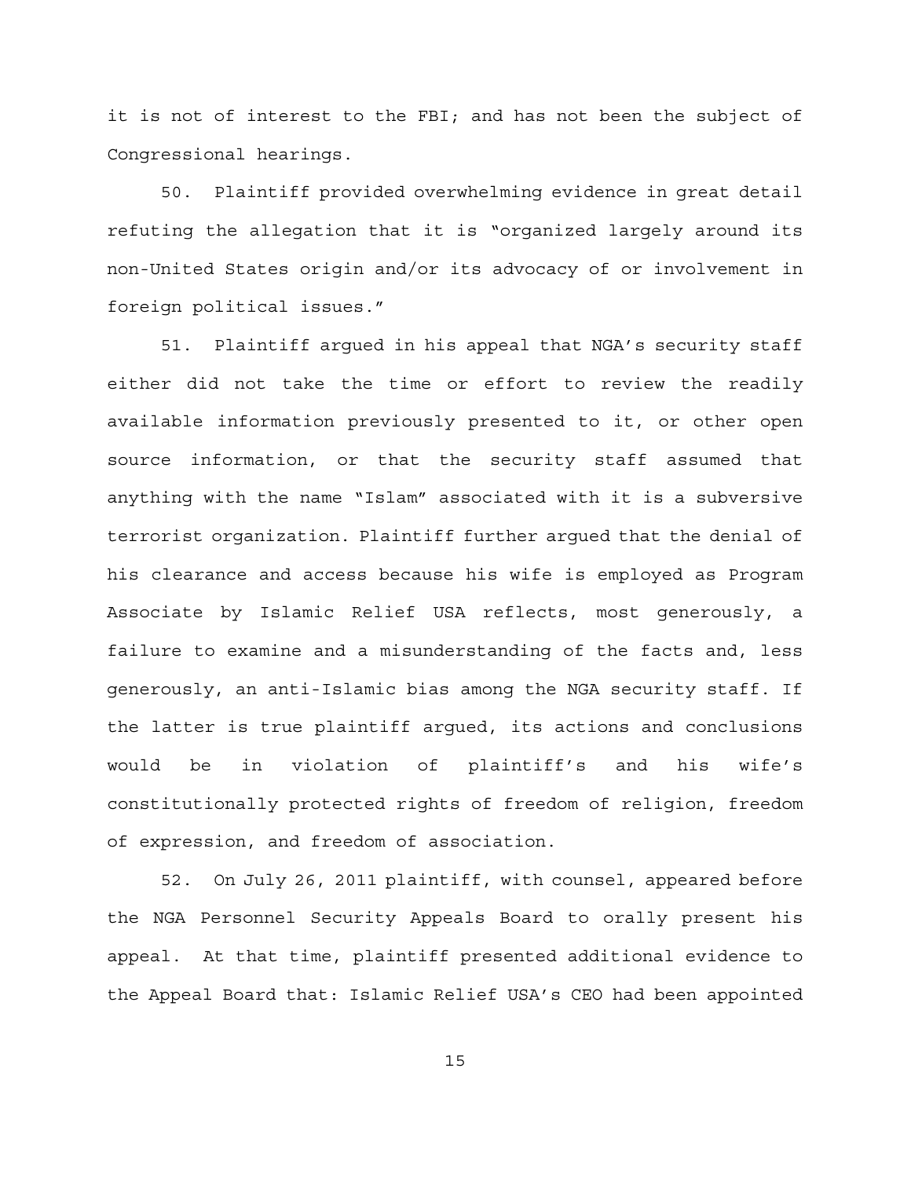it is not of interest to the FBI; and has not been the subject of Congressional hearings.

50. Plaintiff provided overwhelming evidence in great detail refuting the allegation that it is "organized largely around its non-United States origin and/or its advocacy of or involvement in foreign political issues."

51. Plaintiff argued in his appeal that NGA's security staff either did not take the time or effort to review the readily available information previously presented to it, or other open source information, or that the security staff assumed that anything with the name "Islam" associated with it is a subversive terrorist organization. Plaintiff further argued that the denial of his clearance and access because his wife is employed as Program Associate by Islamic Relief USA reflects, most generously, a failure to examine and a misunderstanding of the facts and, less generously, an anti-Islamic bias among the NGA security staff. If the latter is true plaintiff argued, its actions and conclusions would be in violation of plaintiff's and his wife's constitutionally protected rights of freedom of religion, freedom of expression, and freedom of association.

52. On July 26, 2011 plaintiff, with counsel, appeared before the NGA Personnel Security Appeals Board to orally present his appeal. At that time, plaintiff presented additional evidence to the Appeal Board that: Islamic Relief USA's CEO had been appointed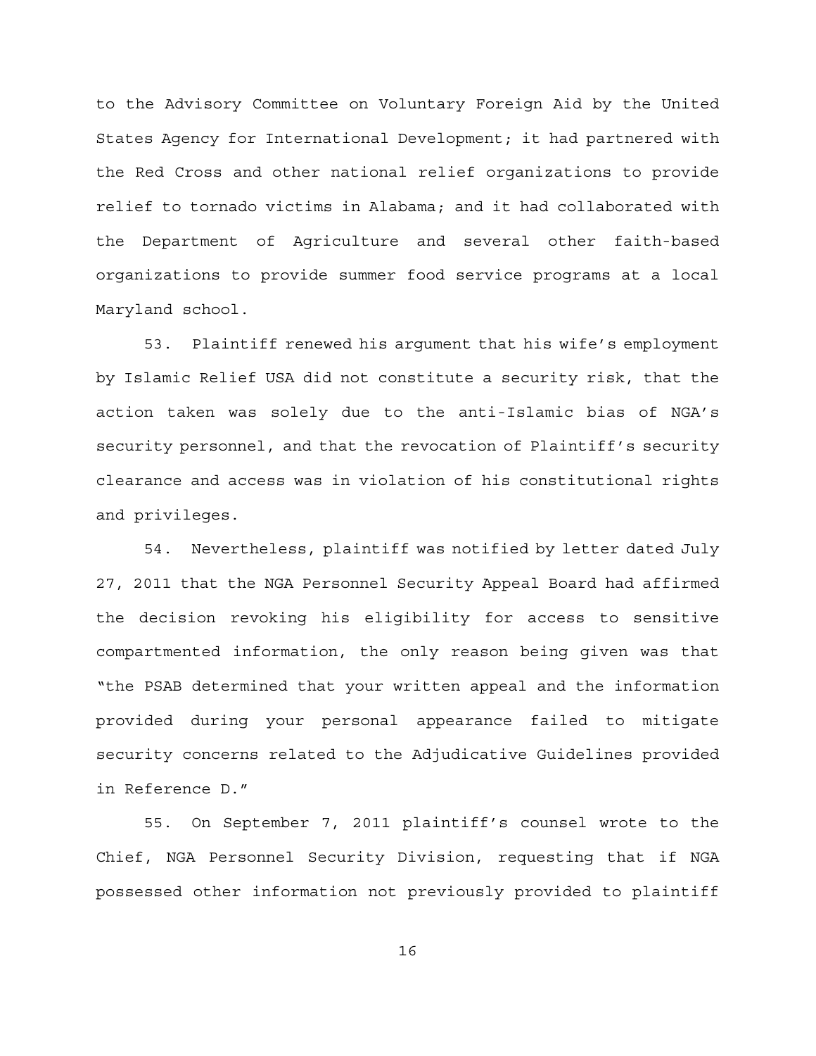to the Advisory Committee on Voluntary Foreign Aid by the United States Agency for International Development; it had partnered with the Red Cross and other national relief organizations to provide relief to tornado victims in Alabama; and it had collaborated with the Department of Agriculture and several other faith-based organizations to provide summer food service programs at a local Maryland school.

53. Plaintiff renewed his argument that his wife's employment by Islamic Relief USA did not constitute a security risk, that the action taken was solely due to the anti-Islamic bias of NGA's security personnel, and that the revocation of Plaintiff's security clearance and access was in violation of his constitutional rights and privileges.

54. Nevertheless, plaintiff was notified by letter dated July 27, 2011 that the NGA Personnel Security Appeal Board had affirmed the decision revoking his eligibility for access to sensitive compartmented information, the only reason being given was that "the PSAB determined that your written appeal and the information provided during your personal appearance failed to mitigate security concerns related to the Adjudicative Guidelines provided in Reference D."

55. On September 7, 2011 plaintiff's counsel wrote to the Chief, NGA Personnel Security Division, requesting that if NGA possessed other information not previously provided to plaintiff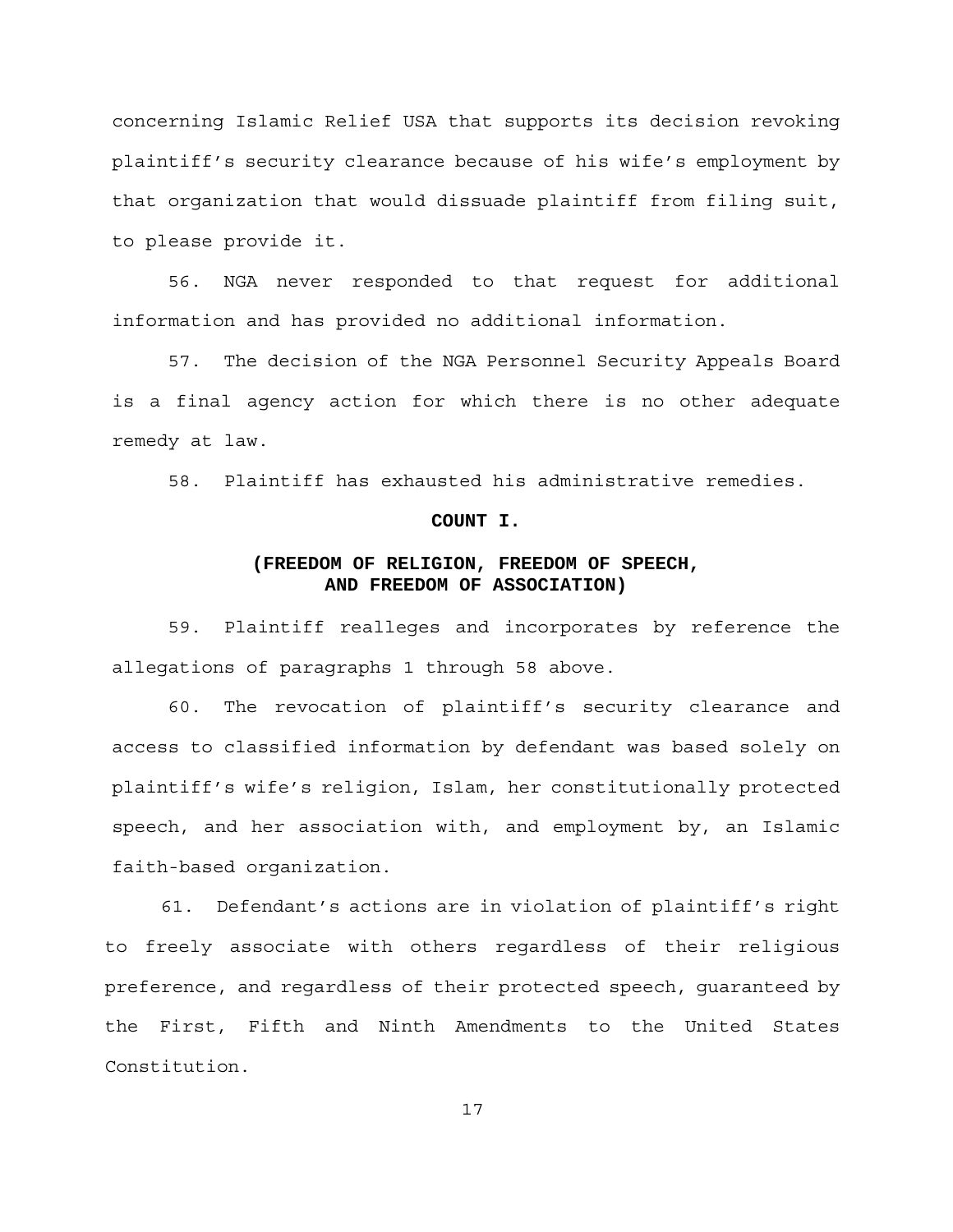concerning Islamic Relief USA that supports its decision revoking plaintiff's security clearance because of his wife's employment by that organization that would dissuade plaintiff from filing suit, to please provide it.

56. NGA never responded to that request for additional information and has provided no additional information.

57. The decision of the NGA Personnel Security Appeals Board is a final agency action for which there is no other adequate remedy at law.

58. Plaintiff has exhausted his administrative remedies.

**COUNT I.**

**(FREEDOM OF RELIGION, FREEDOM OF SPEECH, AND FREEDOM OF ASSOCIATION)**

59. Plaintiff realleges and incorporates by reference the allegations of paragraphs 1 through 58 above.

60. The revocation of plaintiff's security clearance and access to classified information by defendant was based solely on plaintiff's wife's religion, Islam, her constitutionally protected speech, and her association with, and employment by, an Islamic faith-based organization.

61. Defendant's actions are in violation of plaintiff's right to freely associate with others regardless of their religious preference, and regardless of their protected speech, guaranteed by the First, Fifth and Ninth Amendments to the United States Constitution.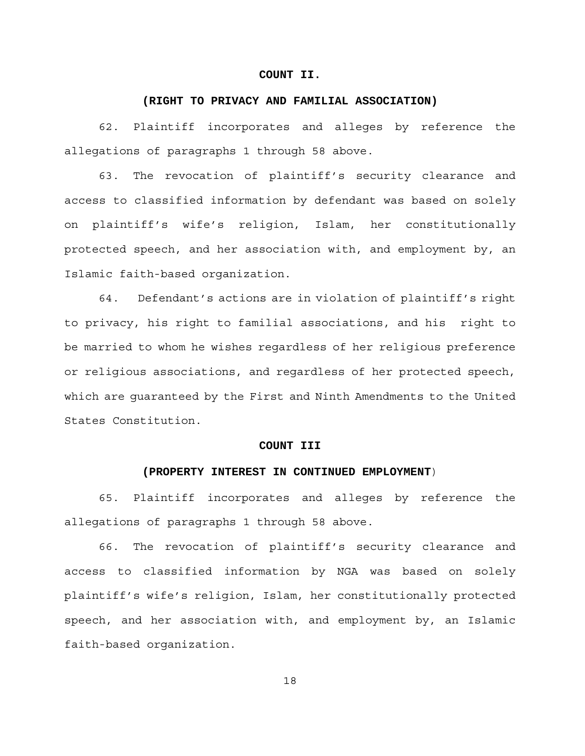**COUNT II.**

**(RIGHT TO PRIVACY AND FAMILIAL ASSOCIATION)**

62. Plaintiff incorporates and alleges by reference the allegations of paragraphs 1 through 58 above.

63. The revocation of plaintiff's security clearance and access to classified information by defendant was based on solely on plaintiff's wife's religion, Islam, her constitutionally protected speech, and her association with, and employment by, an Islamic faith-based organization.

64. Defendant's actions are in violation of plaintiff's right to privacy, his right to familial associations, and his right to be married to whom he wishes regardless of her religious preference or religious associations, and regardless of her protected speech, which are guaranteed by the First and Ninth Amendments to the United States Constitution.

**COUNT III**

**(PROPERTY INTEREST IN CONTINUED EMPLOYMENT)**

65. Plaintiff incorporates and alleges by reference the allegations of paragraphs 1 through 58 above.

66. The revocation of plaintiff's security clearance and access to classified information by NGA was based on solely plaintiff's wife's religion, Islam, her constitutionally protected speech, and her association with, and employment by, an Islamic faith-based organization.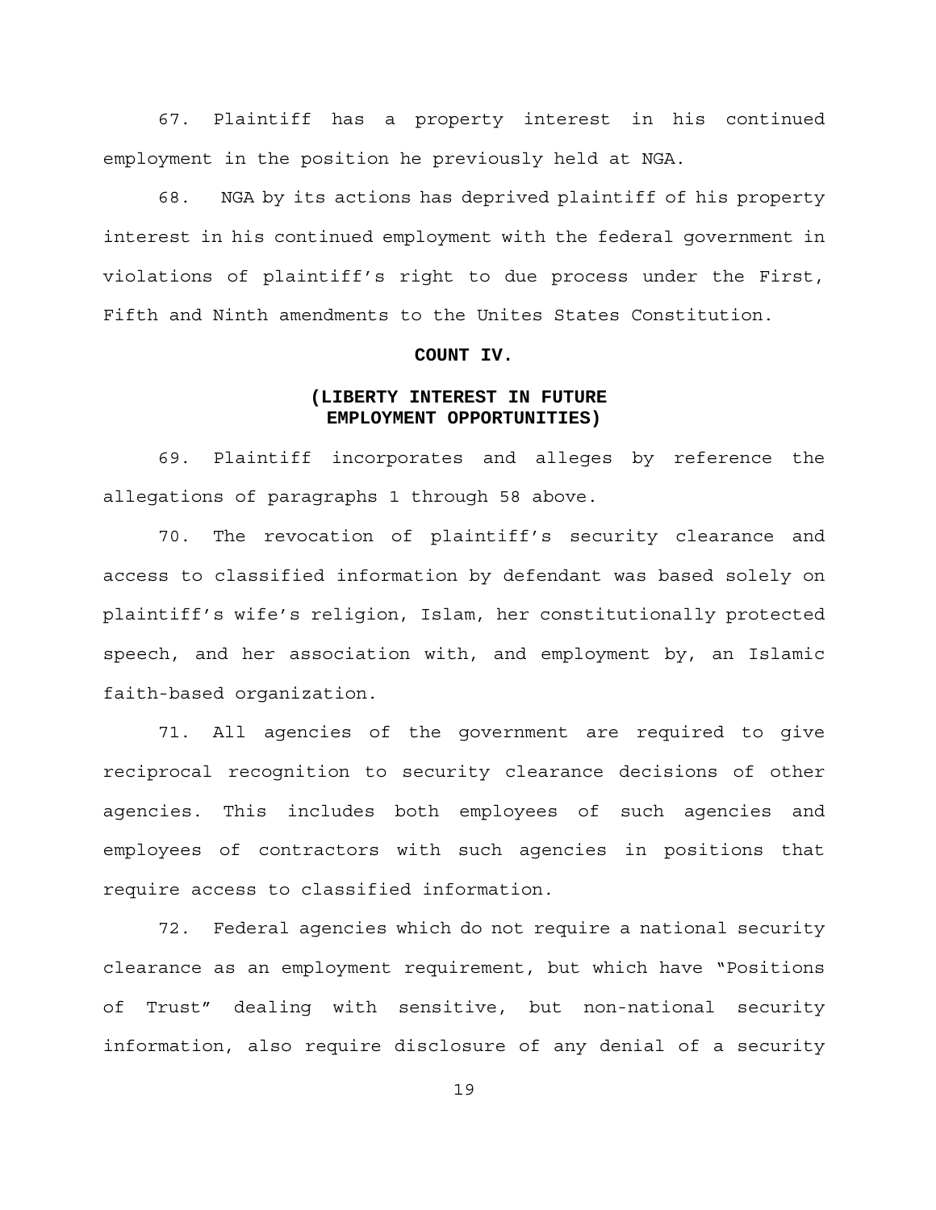67. Plaintiff has a property interest in his continued employment in the position he previously held at NGA.

68. NGA by its actions has deprived plaintiff of his property interest in his continued employment with the federal government in violations of plaintiff's right to due process under the First, Fifth and Ninth amendments to the Unites States Constitution.

**COUNT IV.**

**(LIBERTY INTEREST IN FUTURE EMPLOYMENT OPPORTUNITIES)**

69. Plaintiff incorporates and alleges by reference the allegations of paragraphs 1 through 58 above.

70. The revocation of plaintiff's security clearance and access to classified information by defendant was based solely on plaintiff's wife's religion, Islam, her constitutionally protected speech, and her association with, and employment by, an Islamic faith-based organization.

71. All agencies of the government are required to give reciprocal recognition to security clearance decisions of other agencies. This includes both employees of such agencies and employees of contractors with such agencies in positions that require access to classified information.

72. Federal agencies which do not require a national security clearance as an employment requirement, but which have "Positions of Trust" dealing with sensitive, but non-national security information, also require disclosure of any denial of a security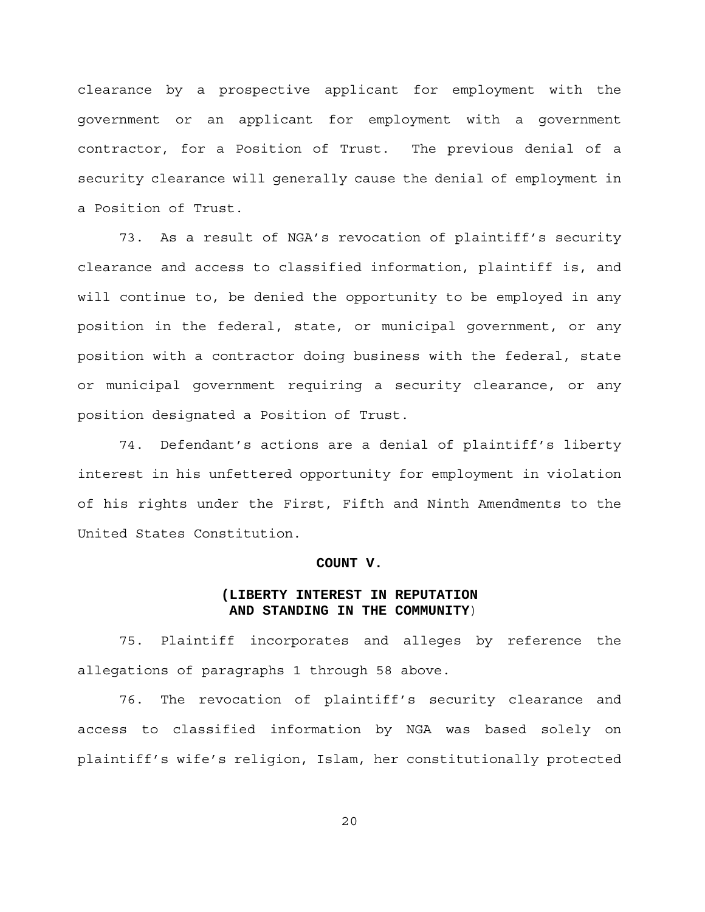clearance by a prospective applicant for employment with the government or an applicant for employment with a government contractor, for a Position of Trust. The previous denial of a security clearance will generally cause the denial of employment in a Position of Trust.

73. As a result of NGA's revocation of plaintiff's security clearance and access to classified information, plaintiff is, and will continue to, be denied the opportunity to be employed in any position in the federal, state, or municipal government, or any position with a contractor doing business with the federal, state or municipal government requiring a security clearance, or any position designated a Position of Trust.

74. Defendant's actions are a denial of plaintiff's liberty interest in his unfettered opportunity for employment in violation of his rights under the First, Fifth and Ninth Amendments to the United States Constitution.

**COUNT V.**

**(LIBERTY INTEREST IN REPUTATION AND STANDING IN THE COMMUNITY)**

75. Plaintiff incorporates and alleges by reference the allegations of paragraphs 1 through 58 above.

76. The revocation of plaintiff's security clearance and access to classified information by NGA was based solely on plaintiff's wife's religion, Islam, her constitutionally protected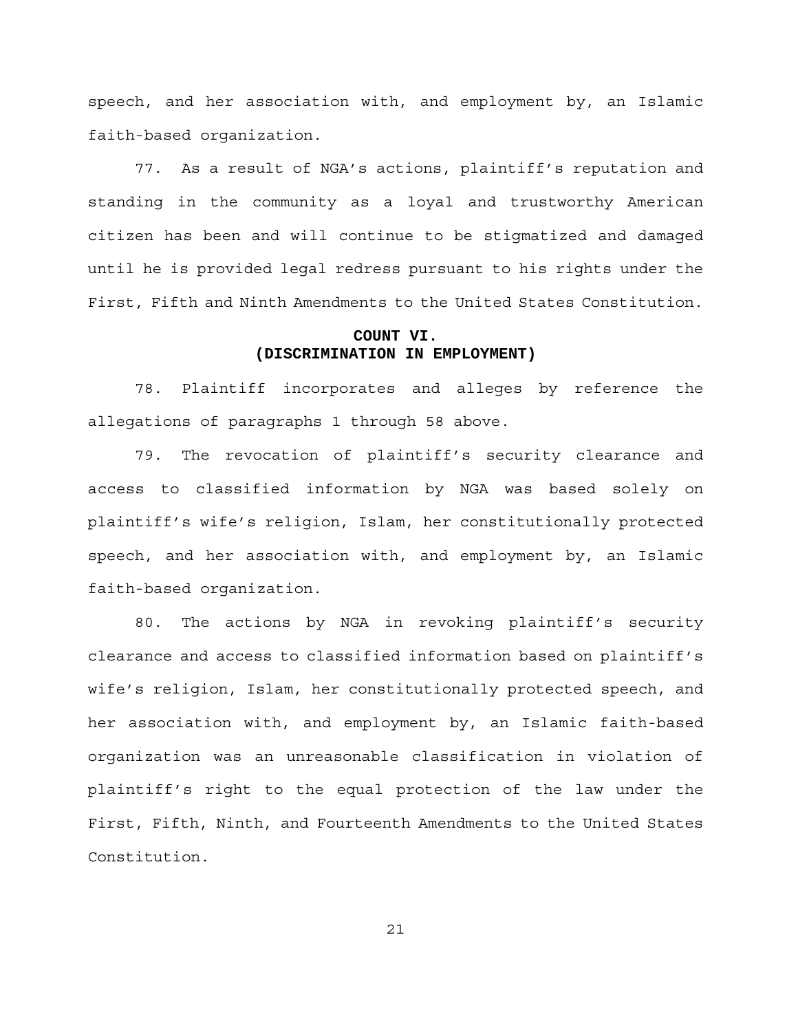speech, and her association with, and employment by, an Islamic faith-based organization.

77. As a result of NGA's actions, plaintiff's reputation and standing in the community as a loyal and trustworthy American citizen has been and will continue to be stigmatized and damaged until he is provided legal redress pursuant to his rights under the First, Fifth and Ninth Amendments to the United States Constitution.

**COUNT VI.**
**(DISCRIMINATION IN EMPLOYMENT)**

78. Plaintiff incorporates and alleges by reference the allegations of paragraphs 1 through 58 above.

79. The revocation of plaintiff's security clearance and access to classified information by NGA was based solely on plaintiff's wife's religion, Islam, her constitutionally protected speech, and her association with, and employment by, an Islamic faith-based organization.

80. The actions by NGA in revoking plaintiff's security clearance and access to classified information based on plaintiff's wife's religion, Islam, her constitutionally protected speech, and her association with, and employment by, an Islamic faith-based organization was an unreasonable classification in violation of plaintiff's right to the equal protection of the law under the First, Fifth, Ninth, and Fourteenth Amendments to the United States Constitution.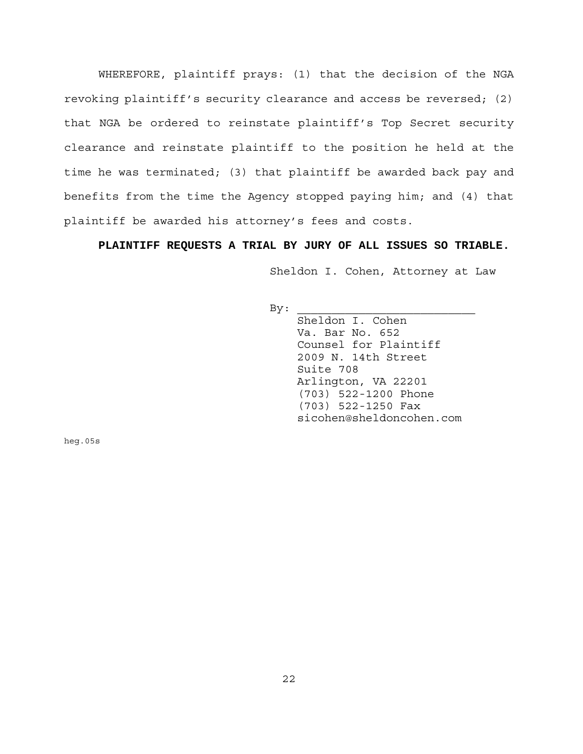WHEREFORE, plaintiff prays: (1) that the decision of the NGA revoking plaintiff's security clearance and access be reversed; (2) that NGA be ordered to reinstate plaintiff's Top Secret security clearance and reinstate plaintiff to the position he held at the time he was terminated; (3) that plaintiff be awarded back pay and benefits from the time the Agency stopped paying him; and (4) that plaintiff be awarded his attorney's fees and costs.

**PLAINTIFF REQUESTS A TRIAL BY JURY OF ALL ISSUES SO TRIABLE.**

Sheldon I. Cohen, Attorney at Law

By: ___________________________

Sheldon I. Cohen
Va. Bar No. 652
Counsel for Plaintiff
2009 N. 14th Street
Suite 708
Arlington, VA 22201
(703) 522-1200 Phone
(703) 522-1250 Fax
sicohen@sheldoncohen.com

heg.05s